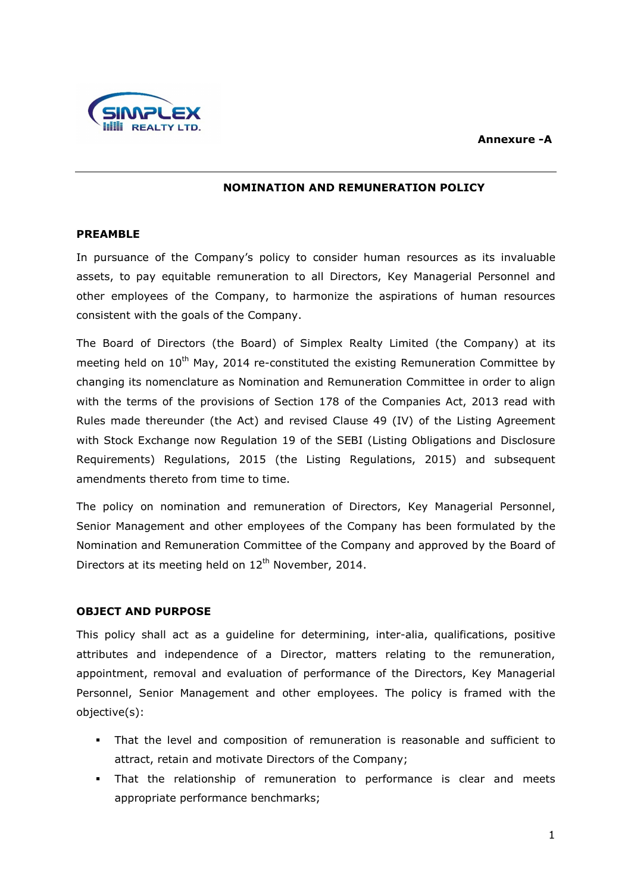**Annexure -A**

## NOMINATION AND REMUNERATION POLICY

### PREAMBLE

In pursuance of the Company's policy to consider human resources as its invaluable assets, to pay equitable remuneration to all Directors, Key Managerial Personnel and other employees of the Company, to harmonize the aspirations of human resources consistent with the goals of the Company.

The Board of Directors (the Board) of Simplex Realty Limited (the Company) at its meeting held on 10th May, 2014 re-constituted the existing Remuneration Committee by changing its nomenclature as Nomination and Remuneration Committee in order to align with the terms of the provisions of Section 178 of the Companies Act, 2013 read with Rules made thereunder (the Act) and revised Clause 49 (IV) of the Listing Agreement with Stock Exchange now Regulation 19 of the SEBI (Listing Obligations and Disclosure Requirements) Regulations, 2015 (the Listing Regulations, 2015) and subsequent amendments thereto from time to time.

The policy on nomination and remuneration of Directors, Key Managerial Personnel, Senior Management and other employees of the Company has been formulated by the Nomination and Remuneration Committee of the Company and approved by the Board of Directors at its meeting held on 12th November, 2014.

### OBJECT AND PURPOSE

This policy shall act as a guideline for determining, inter-alia, qualifications, positive attributes and independence of a Director, matters relating to the remuneration, appointment, removal and evaluation of performance of the Directors, Key Managerial Personnel, Senior Management and other employees. The policy is framed with the objective(s):

- That the level and composition of remuneration is reasonable and sufficient to attract, retain and motivate Directors of the Company;
- That the relationship of remuneration to performance is clear and meets appropriate performance benchmarks;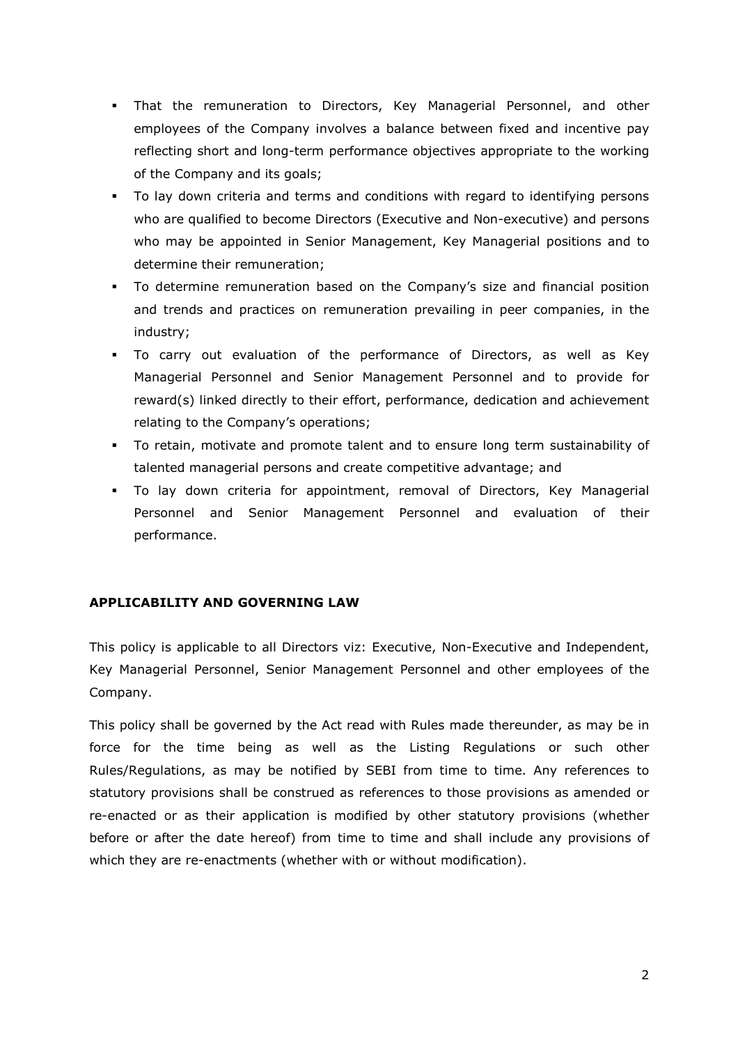- That the remuneration to Directors, Key Managerial Personnel, and other employees of the Company involves a balance between fixed and incentive pay reflecting short and long-term performance objectives appropriate to the working of the Company and its goals;
- To lay down criteria and terms and conditions with regard to identifying persons who are qualified to become Directors (Executive and Non-executive) and persons who may be appointed in Senior Management, Key Managerial positions and to determine their remuneration;
- To determine remuneration based on the Company's size and financial position and trends and practices on remuneration prevailing in peer companies, in the industry;
- To carry out evaluation of the performance of Directors, as well as Key Managerial Personnel and Senior Management Personnel and to provide for reward(s) linked directly to their effort, performance, dedication and achievement relating to the Company's operations;
- To retain, motivate and promote talent and to ensure long term sustainability of talented managerial persons and create competitive advantage; and
- To lay down criteria for appointment, removal of Directors, Key Managerial Personnel and Senior Management Personnel and evaluation of their performance.

## APPLICABILITY AND GOVERNING LAW

This policy is applicable to all Directors viz: Executive, Non-Executive and Independent, Key Managerial Personnel, Senior Management Personnel and other employees of the Company.

This policy shall be governed by the Act read with Rules made thereunder, as may be in force for the time being as well as the Listing Regulations or such other Rules/Regulations, as may be notified by SEBI from time to time. Any references to statutory provisions shall be construed as references to those provisions as amended or re-enacted or as their application is modified by other statutory provisions (whether before or after the date hereof) from time to time and shall include any provisions of which they are re-enactments (whether with or without modification).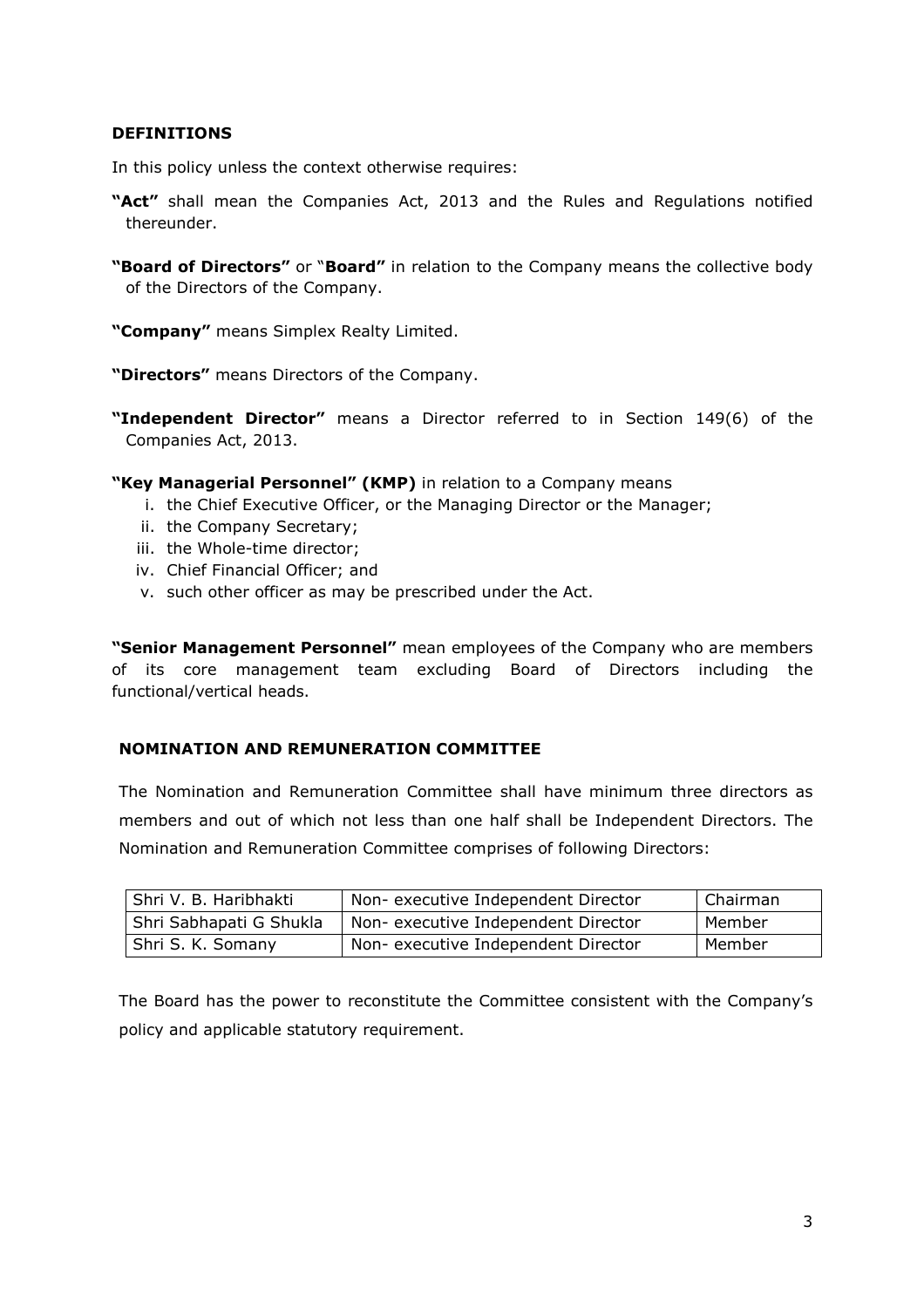## DEFINITIONS

In this policy unless the context otherwise requires:

**"Act"** shall mean the Companies Act, 2013 and the Rules and Regulations notified thereunder.

**"Board of Directors"** or "**Board"** in relation to the Company means the collective body of the Directors of the Company.

**"Company"** means Simplex Realty Limited.

**"Directors"** means Directors of the Company.

**"Independent Director"** means a Director referred to in Section 149(6) of the Companies Act, 2013.

**"Key Managerial Personnel" (KMP)** in relation to a Company means

- i. the Chief Executive Officer, or the Managing Director or the Manager;
- ii. the Company Secretary;
- iii. the Whole-time director;
- iv. Chief Financial Officer; and
- v. such other officer as may be prescribed under the Act.

**"Senior Management Personnel"** mean employees of the Company who are members of its core management team excluding Board of Directors including the functional/vertical heads.

## NOMINATION AND REMUNERATION COMMITTEE

The Nomination and Remuneration Committee shall have minimum three directors as members and out of which not less than one half shall be Independent Directors. The Nomination and Remuneration Committee comprises of following Directors:

| | | |
|---|---|---|
| Shri V. B. Haribhakti | Non- executive Independent Director | Chairman |
| Shri Sabhapati G Shukla | Non- executive Independent Director | Member |
| Shri S. K. Somany | Non- executive Independent Director | Member |

The Board has the power to reconstitute the Committee consistent with the Company's policy and applicable statutory requirement.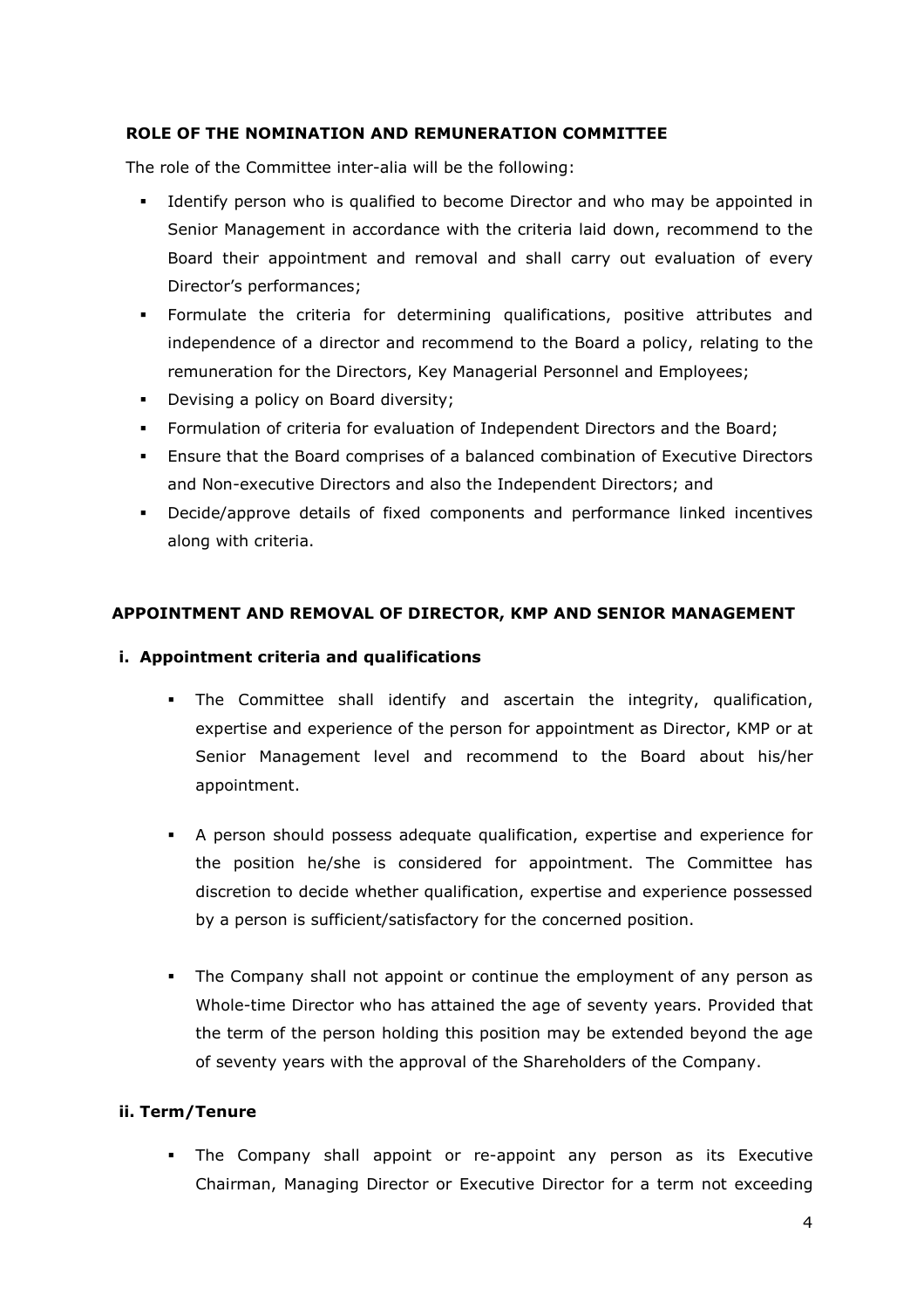## ROLE OF THE NOMINATION AND REMUNERATION COMMITTEE

The role of the Committee inter-alia will be the following:

- Identify person who is qualified to become Director and who may be appointed in Senior Management in accordance with the criteria laid down, recommend to the Board their appointment and removal and shall carry out evaluation of every Director's performances;
- Formulate the criteria for determining qualifications, positive attributes and independence of a director and recommend to the Board a policy, relating to the remuneration for the Directors, Key Managerial Personnel and Employees;
- Devising a policy on Board diversity;
- Formulation of criteria for evaluation of Independent Directors and the Board;
- Ensure that the Board comprises of a balanced combination of Executive Directors and Non-executive Directors and also the Independent Directors; and
- Decide/approve details of fixed components and performance linked incentives along with criteria.

## APPOINTMENT AND REMOVAL OF DIRECTOR, KMP AND SENIOR MANAGEMENT

### i. Appointment criteria and qualifications

- The Committee shall identify and ascertain the integrity, qualification, expertise and experience of the person for appointment as Director, KMP or at Senior Management level and recommend to the Board about his/her appointment.

- A person should possess adequate qualification, expertise and experience for the position he/she is considered for appointment. The Committee has discretion to decide whether qualification, expertise and experience possessed by a person is sufficient/satisfactory for the concerned position.

- The Company shall not appoint or continue the employment of any person as Whole-time Director who has attained the age of seventy years. Provided that the term of the person holding this position may be extended beyond the age of seventy years with the approval of the Shareholders of the Company.

### ii. Term/Tenure

- The Company shall appoint or re-appoint any person as its Executive Chairman, Managing Director or Executive Director for a term not exceeding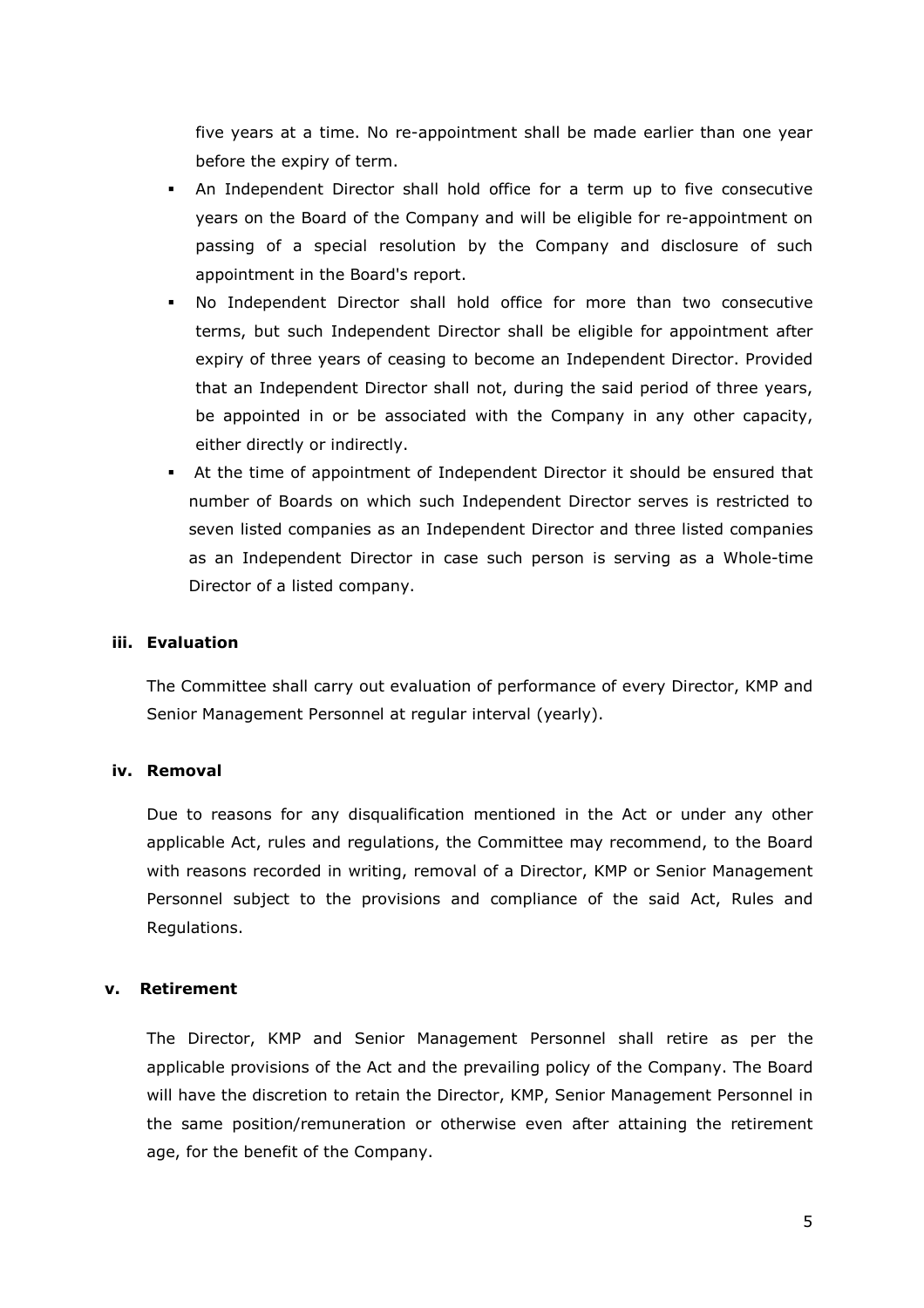five years at a time. No re-appointment shall be made earlier than one year before the expiry of term.

- An Independent Director shall hold office for a term up to five consecutive years on the Board of the Company and will be eligible for re-appointment on passing of a special resolution by the Company and disclosure of such appointment in the Board's report.
- No Independent Director shall hold office for more than two consecutive terms, but such Independent Director shall be eligible for appointment after expiry of three years of ceasing to become an Independent Director. Provided that an Independent Director shall not, during the said period of three years, be appointed in or be associated with the Company in any other capacity, either directly or indirectly.
- At the time of appointment of Independent Director it should be ensured that number of Boards on which such Independent Director serves is restricted to seven listed companies as an Independent Director and three listed companies as an Independent Director in case such person is serving as a Whole-time Director of a listed company.

**iii. Evaluation**

The Committee shall carry out evaluation of performance of every Director, KMP and Senior Management Personnel at regular interval (yearly).

**iv. Removal**

Due to reasons for any disqualification mentioned in the Act or under any other applicable Act, rules and regulations, the Committee may recommend, to the Board with reasons recorded in writing, removal of a Director, KMP or Senior Management Personnel subject to the provisions and compliance of the said Act, Rules and Regulations.

**v. Retirement**

The Director, KMP and Senior Management Personnel shall retire as per the applicable provisions of the Act and the prevailing policy of the Company. The Board will have the discretion to retain the Director, KMP, Senior Management Personnel in the same position/remuneration or otherwise even after attaining the retirement age, for the benefit of the Company.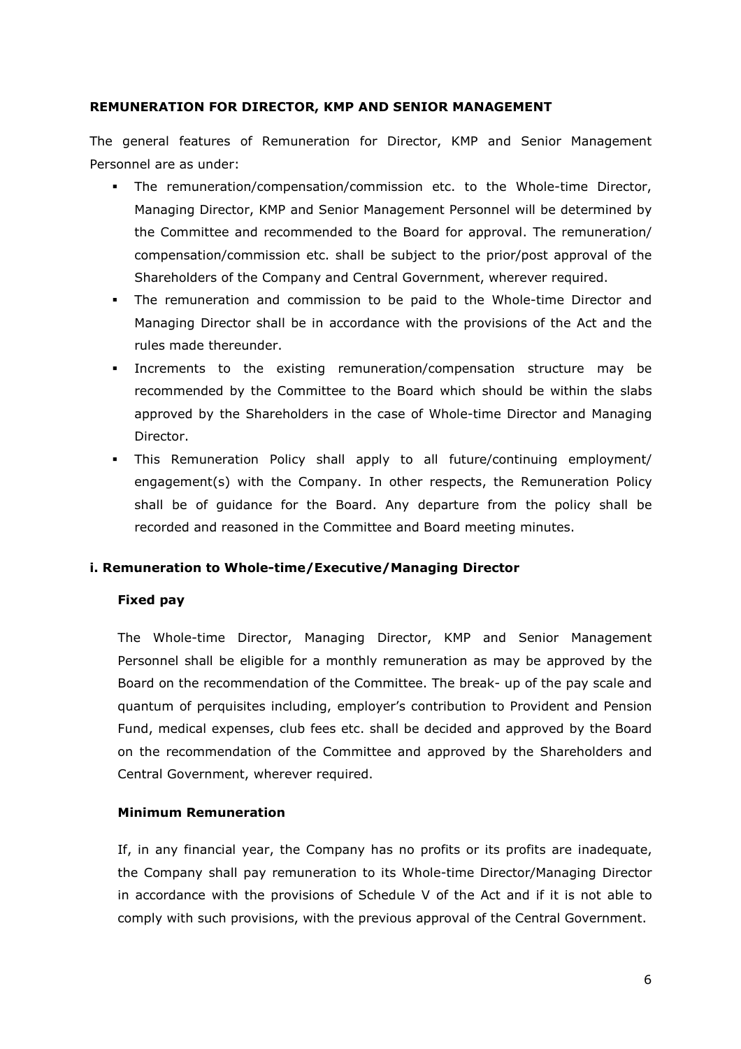**REMUNERATION FOR DIRECTOR, KMP AND SENIOR MANAGEMENT**

The general features of Remuneration for Director, KMP and Senior Management Personnel are as under:

- The remuneration/compensation/commission etc. to the Whole-time Director, Managing Director, KMP and Senior Management Personnel will be determined by the Committee and recommended to the Board for approval. The remuneration/ compensation/commission etc. shall be subject to the prior/post approval of the Shareholders of the Company and Central Government, wherever required.
- The remuneration and commission to be paid to the Whole-time Director and Managing Director shall be in accordance with the provisions of the Act and the rules made thereunder.
- Increments to the existing remuneration/compensation structure may be recommended by the Committee to the Board which should be within the slabs approved by the Shareholders in the case of Whole-time Director and Managing Director.
- This Remuneration Policy shall apply to all future/continuing employment/ engagement(s) with the Company. In other respects, the Remuneration Policy shall be of guidance for the Board. Any departure from the policy shall be recorded and reasoned in the Committee and Board meeting minutes.

**i. Remuneration to Whole-time/Executive/Managing Director**

**Fixed pay**

The Whole-time Director, Managing Director, KMP and Senior Management Personnel shall be eligible for a monthly remuneration as may be approved by the Board on the recommendation of the Committee. The break- up of the pay scale and quantum of perquisites including, employer's contribution to Provident and Pension Fund, medical expenses, club fees etc. shall be decided and approved by the Board on the recommendation of the Committee and approved by the Shareholders and Central Government, wherever required.

**Minimum Remuneration**

If, in any financial year, the Company has no profits or its profits are inadequate, the Company shall pay remuneration to its Whole-time Director/Managing Director in accordance with the provisions of Schedule V of the Act and if it is not able to comply with such provisions, with the previous approval of the Central Government.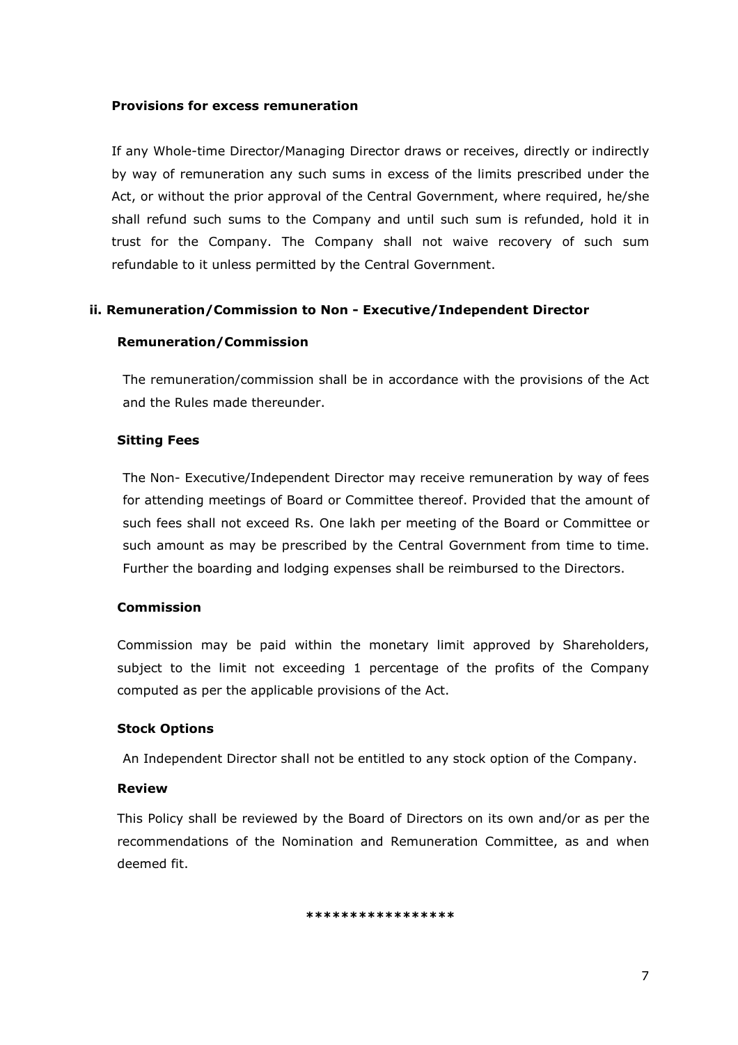**Provisions for excess remuneration**

If any Whole-time Director/Managing Director draws or receives, directly or indirectly by way of remuneration any such sums in excess of the limits prescribed under the Act, or without the prior approval of the Central Government, where required, he/she shall refund such sums to the Company and until such sum is refunded, hold it in trust for the Company. The Company shall not waive recovery of such sum refundable to it unless permitted by the Central Government.

**ii. Remuneration/Commission to Non - Executive/Independent Director**

**Remuneration/Commission**

The remuneration/commission shall be in accordance with the provisions of the Act and the Rules made thereunder.

**Sitting Fees**

The Non- Executive/Independent Director may receive remuneration by way of fees for attending meetings of Board or Committee thereof. Provided that the amount of such fees shall not exceed Rs. One lakh per meeting of the Board or Committee or such amount as may be prescribed by the Central Government from time to time. Further the boarding and lodging expenses shall be reimbursed to the Directors.

**Commission**

Commission may be paid within the monetary limit approved by Shareholders, subject to the limit not exceeding 1 percentage of the profits of the Company computed as per the applicable provisions of the Act.

**Stock Options**

An Independent Director shall not be entitled to any stock option of the Company.

**Review**

This Policy shall be reviewed by the Board of Directors on its own and/or as per the recommendations of the Nomination and Remuneration Committee, as and when deemed fit.

*****************